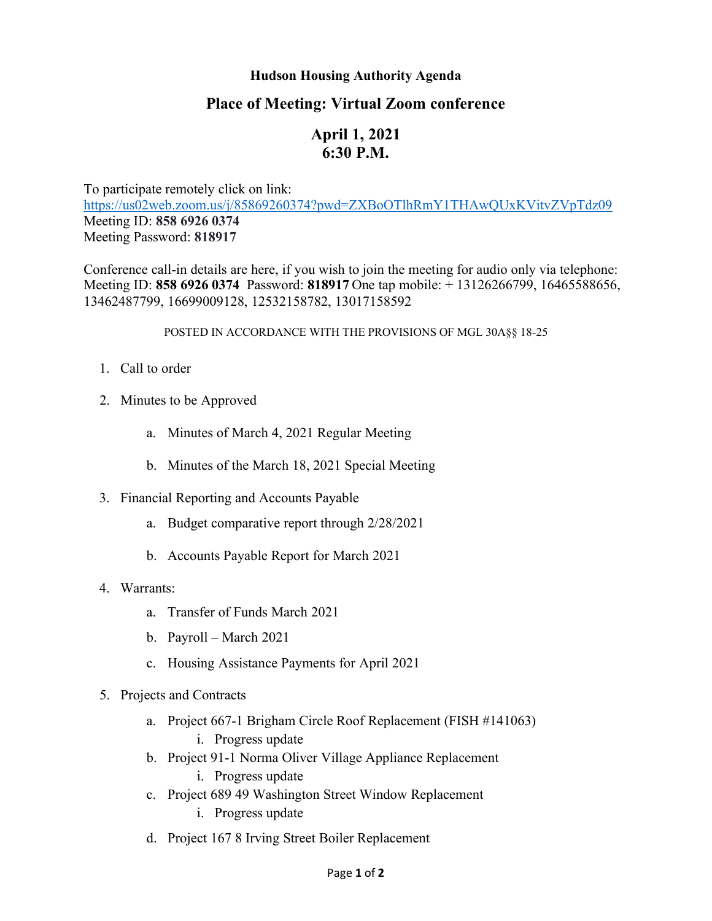**Hudson Housing Authority Agenda**

## Place of Meeting: Virtual Zoom conference

## April 1, 2021
## 6:30 P.M.

To participate remotely click on link:
https://us02web.zoom.us/j/85869260374?pwd=ZXBoOTlhRmY1THAwQUxKVitvZVpTdz09
Meeting ID: **858 6926 0374**
Meeting Password: **818917**

Conference call-in details are here, if you wish to join the meeting for audio only via telephone: Meeting ID: **858 6926 0374** Password: **818917** One tap mobile: + 13126266799, 16465588656, 13462487799, 16699009128, 12532158782, 13017158592

POSTED IN ACCORDANCE WITH THE PROVISIONS OF MGL 30A§§ 18-25

1. Call to order
2. Minutes to be Approved
   a. Minutes of March 4, 2021 Regular Meeting
   b. Minutes of the March 18, 2021 Special Meeting
3. Financial Reporting and Accounts Payable
   a. Budget comparative report through 2/28/2021
   b. Accounts Payable Report for March 2021
4. Warrants:
   a. Transfer of Funds March 2021
   b. Payroll – March 2021
   c. Housing Assistance Payments for April 2021
5. Projects and Contracts
   a. Project 667-1 Brigham Circle Roof Replacement (FISH #141063)
      i. Progress update
   b. Project 91-1 Norma Oliver Village Appliance Replacement
      i. Progress update
   c. Project 689 49 Washington Street Window Replacement
      i. Progress update
   d. Project 167 8 Irving Street Boiler Replacement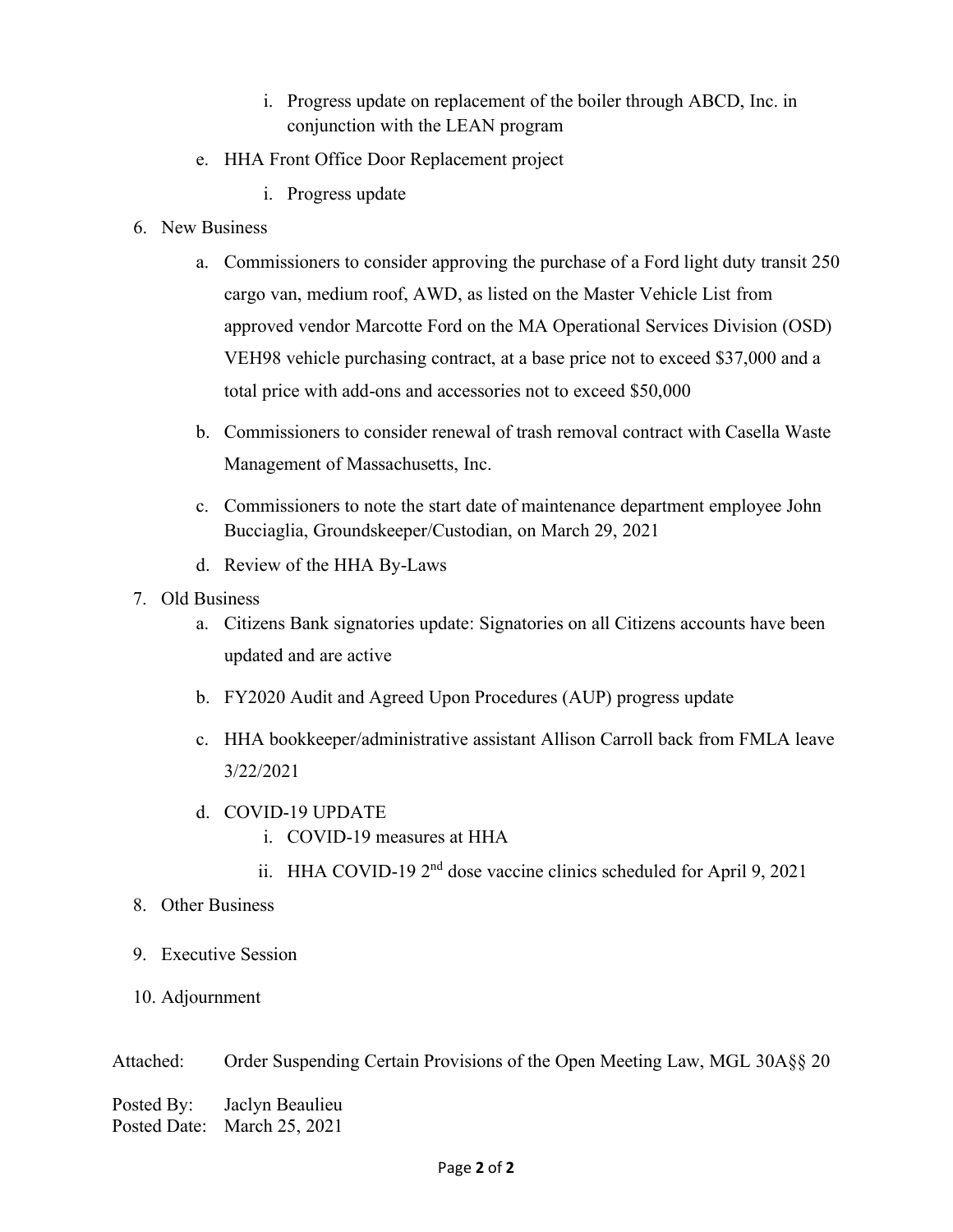i. Progress update on replacement of the boiler through ABCD, Inc. in conjunction with the LEAN program

e. HHA Front Office Door Replacement project

    i. Progress update

6. New Business

    a. Commissioners to consider approving the purchase of a Ford light duty transit 250 cargo van, medium roof, AWD, as listed on the Master Vehicle List from approved vendor Marcotte Ford on the MA Operational Services Division (OSD) VEH98 vehicle purchasing contract, at a base price not to exceed $37,000 and a total price with add-ons and accessories not to exceed $50,000

    b. Commissioners to consider renewal of trash removal contract with Casella Waste Management of Massachusetts, Inc.

    c. Commissioners to note the start date of maintenance department employee John Bucciaglia, Groundskeeper/Custodian, on March 29, 2021

    d. Review of the HHA By-Laws

7. Old Business

    a. Citizens Bank signatories update: Signatories on all Citizens accounts have been updated and are active

    b. FY2020 Audit and Agreed Upon Procedures (AUP) progress update

    c. HHA bookkeeper/administrative assistant Allison Carroll back from FMLA leave 3/22/2021

    d. COVID-19 UPDATE

        i. COVID-19 measures at HHA

        ii. HHA COVID-19 2nd dose vaccine clinics scheduled for April 9, 2021

8. Other Business

9. Executive Session

10. Adjournment

Attached: Order Suspending Certain Provisions of the Open Meeting Law, MGL 30A§§ 20

Posted By: Jaclyn Beaulieu
Posted Date: March 25, 2021